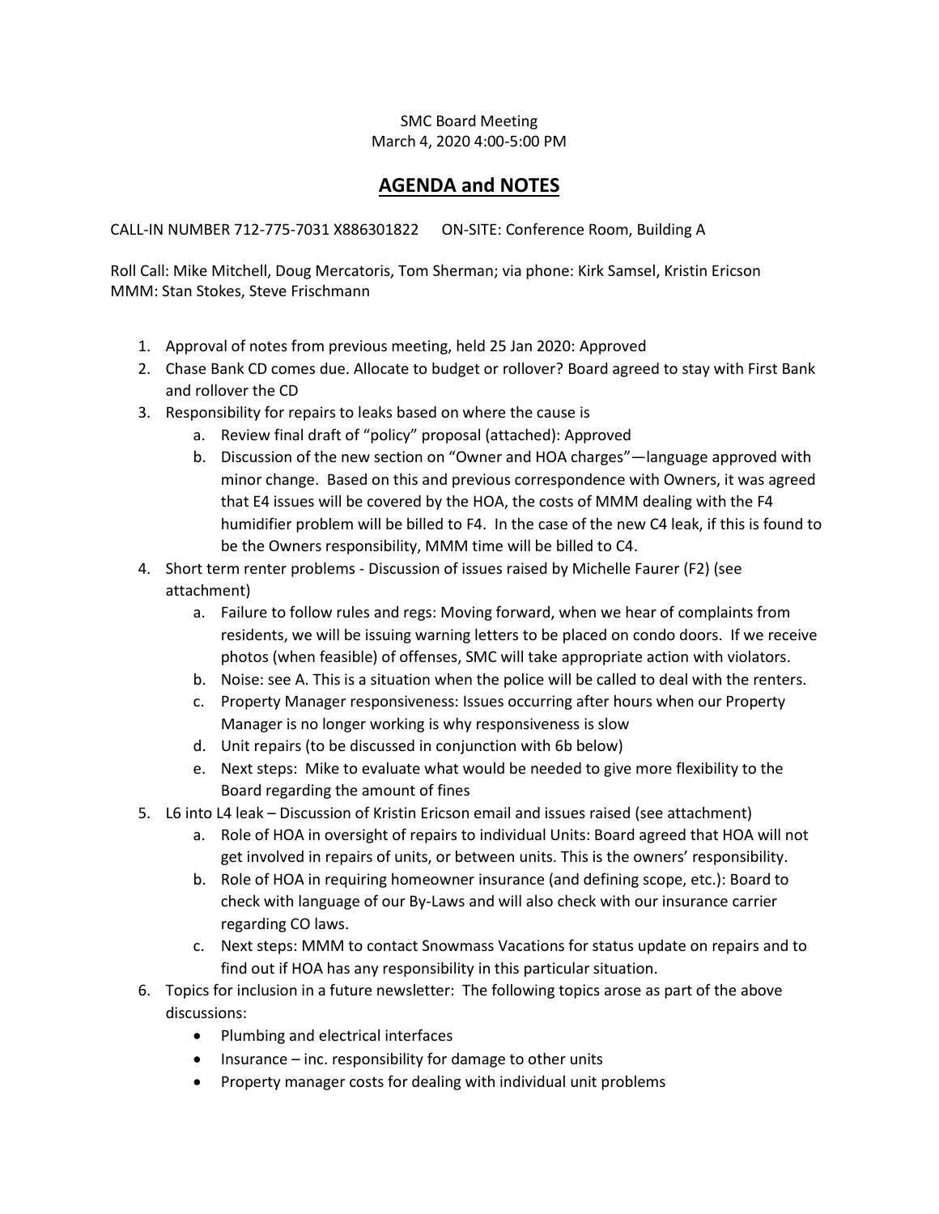SMC Board Meeting
March 4, 2020 4:00-5:00 PM

# AGENDA and NOTES

CALL-IN NUMBER 712-775-7031 X886301822     ON-SITE: Conference Room, Building A

Roll Call: Mike Mitchell, Doug Mercatoris, Tom Sherman; via phone: Kirk Samsel, Kristin Ericson
MMM: Stan Stokes, Steve Frischmann

1. Approval of notes from previous meeting, held 25 Jan 2020: Approved
2. Chase Bank CD comes due. Allocate to budget or rollover? Board agreed to stay with First Bank and rollover the CD
3. Responsibility for repairs to leaks based on where the cause is
   a. Review final draft of "policy" proposal (attached): Approved
   b. Discussion of the new section on "Owner and HOA charges"—language approved with minor change. Based on this and previous correspondence with Owners, it was agreed that E4 issues will be covered by the HOA, the costs of MMM dealing with the F4 humidifier problem will be billed to F4. In the case of the new C4 leak, if this is found to be the Owners responsibility, MMM time will be billed to C4.
4. Short term renter problems - Discussion of issues raised by Michelle Faurer (F2) (see attachment)
   a. Failure to follow rules and regs: Moving forward, when we hear of complaints from residents, we will be issuing warning letters to be placed on condo doors. If we receive photos (when feasible) of offenses, SMC will take appropriate action with violators.
   b. Noise: see A. This is a situation when the police will be called to deal with the renters.
   c. Property Manager responsiveness: Issues occurring after hours when our Property Manager is no longer working is why responsiveness is slow
   d. Unit repairs (to be discussed in conjunction with 6b below)
   e. Next steps: Mike to evaluate what would be needed to give more flexibility to the Board regarding the amount of fines
5. L6 into L4 leak – Discussion of Kristin Ericson email and issues raised (see attachment)
   a. Role of HOA in oversight of repairs to individual Units: Board agreed that HOA will not get involved in repairs of units, or between units. This is the owners' responsibility.
   b. Role of HOA in requiring homeowner insurance (and defining scope, etc.): Board to check with language of our By-Laws and will also check with our insurance carrier regarding CO laws.
   c. Next steps: MMM to contact Snowmass Vacations for status update on repairs and to find out if HOA has any responsibility in this particular situation.
6. Topics for inclusion in a future newsletter: The following topics arose as part of the above discussions:
   - Plumbing and electrical interfaces
   - Insurance – inc. responsibility for damage to other units
   - Property manager costs for dealing with individual unit problems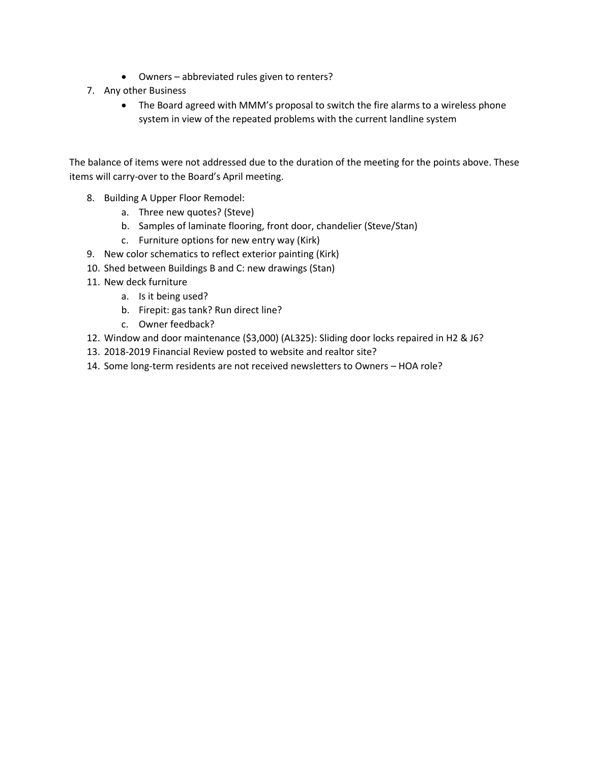- Owners – abbreviated rules given to renters?

7. Any other Business
    - The Board agreed with MMM's proposal to switch the fire alarms to a wireless phone system in view of the repeated problems with the current landline system

The balance of items were not addressed due to the duration of the meeting for the points above. These items will carry-over to the Board's April meeting.

8. Building A Upper Floor Remodel:
    a. Three new quotes? (Steve)
    b. Samples of laminate flooring, front door, chandelier (Steve/Stan)
    c. Furniture options for new entry way (Kirk)
9. New color schematics to reflect exterior painting (Kirk)
10. Shed between Buildings B and C: new drawings (Stan)
11. New deck furniture
    a. Is it being used?
    b. Firepit: gas tank? Run direct line?
    c. Owner feedback?
12. Window and door maintenance ($3,000) (AL325): Sliding door locks repaired in H2 & J6?
13. 2018-2019 Financial Review posted to website and realtor site?
14. Some long-term residents are not received newsletters to Owners – HOA role?